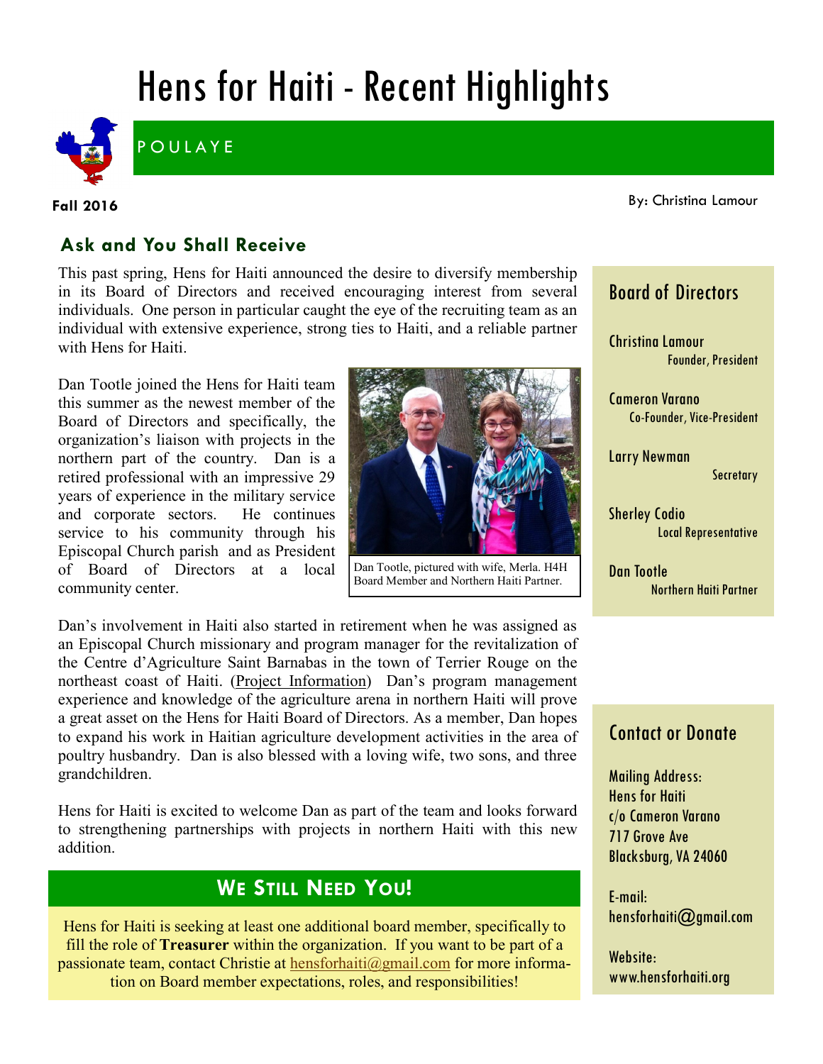# Hens for Haiti - Recent Highlights

POULAYE

**Fall 2016**

By: Christina Lamour

## Ask and You Shall Receive

This past spring, Hens for Haiti announced the desire to diversify membership in its Board of Directors and received encouraging interest from several individuals. One person in particular caught the eye of the recruiting team as an individual with extensive experience, strong ties to Haiti, and a reliable partner with Hens for Haiti.

Dan Tootle joined the Hens for Haiti team this summer as the newest member of the Board of Directors and specifically, the organization's liaison with projects in the northern part of the country. Dan is a retired professional with an impressive 29 years of experience in the military service and corporate sectors. He continues service to his community through his Episcopal Church parish and as President of Board of Directors at a local community center.

Dan Tootle, pictured with wife, Merla. H4H Board Member and Northern Haiti Partner.

Dan's involvement in Haiti also started in retirement when he was assigned as an Episcopal Church missionary and program manager for the revitalization of the Centre d'Agriculture Saint Barnabas in the town of Terrier Rouge on the northeast coast of Haiti. (Project Information) Dan's program management experience and knowledge of the agriculture arena in northern Haiti will prove a great asset on the Hens for Haiti Board of Directors. As a member, Dan hopes to expand his work in Haitian agriculture development activities in the area of poultry husbandry. Dan is also blessed with a loving wife, two sons, and three grandchildren.

Hens for Haiti is excited to welcome Dan as part of the team and looks forward to strengthening partnerships with projects in northern Haiti with this new addition.

## We Still Need You!

Hens for Haiti is seeking at least one additional board member, specifically to fill the role of **Treasurer** within the organization. If you want to be part of a passionate team, contact Christie at hensforhaiti@gmail.com for more information on Board member expectations, roles, and responsibilities!

## Board of Directors

Christina Lamour
Founder, President

Cameron Varano
Co-Founder, Vice-President

Larry Newman
Secretary

Sherley Codio
Local Representative

Dan Tootle
Northern Haiti Partner

## Contact or Donate

Mailing Address:
Hens for Haiti
c/o Cameron Varano
717 Grove Ave
Blacksburg, VA 24060

E-mail:
hensforhaiti@gmail.com

Website:
www.hensforhaiti.org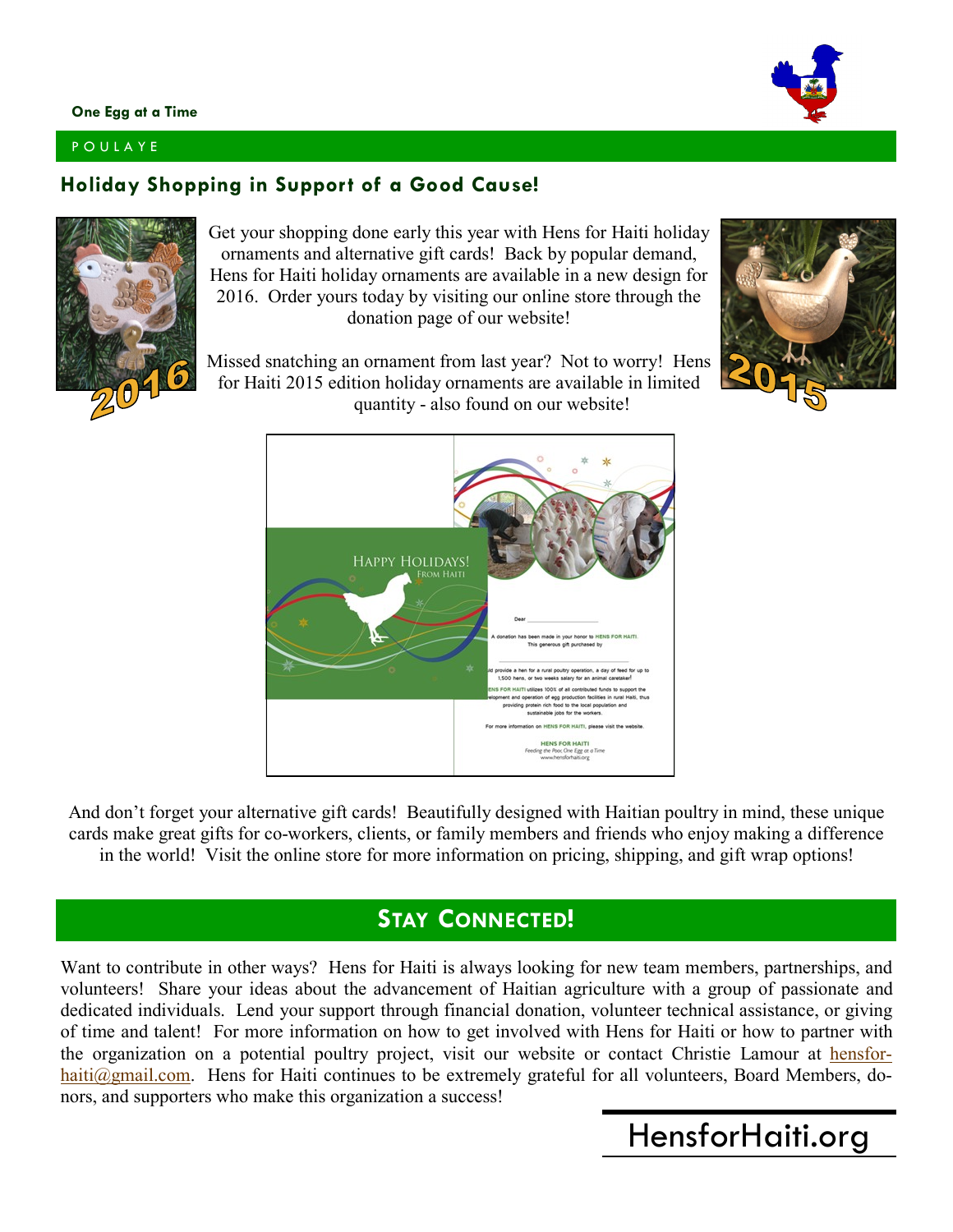## Holiday Shopping in Support of a Good Cause!

Get your shopping done early this year with Hens for Haiti holiday ornaments and alternative gift cards! Back by popular demand, Hens for Haiti holiday ornaments are available in a new design for 2016. Order yours today by visiting our online store through the donation page of our website!

Missed snatching an ornament from last year? Not to worry! Hens for Haiti 2015 edition holiday ornaments are available in limited quantity - also found on our website!

And don't forget your alternative gift cards! Beautifully designed with Haitian poultry in mind, these unique cards make great gifts for co-workers, clients, or family members and friends who enjoy making a difference in the world! Visit the online store for more information on pricing, shipping, and gift wrap options!

## Stay Connected!

Want to contribute in other ways? Hens for Haiti is always looking for new team members, partnerships, and volunteers! Share your ideas about the advancement of Haitian agriculture with a group of passionate and dedicated individuals. Lend your support through financial donation, volunteer technical assistance, or giving of time and talent! For more information on how to get involved with Hens for Haiti or how to partner with the organization on a potential poultry project, visit our website or contact Christie Lamour at hensforhaiti@gmail.com. Hens for Haiti continues to be extremely grateful for all volunteers, Board Members, donors, and supporters who make this organization a success!

HensforHaiti.org